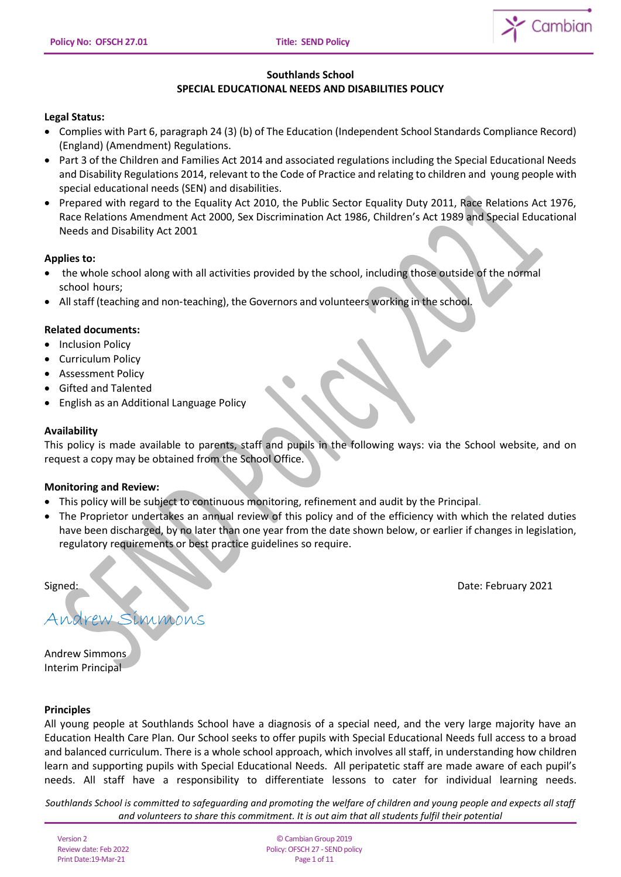**Southlands School**
**SPECIAL EDUCATIONAL NEEDS AND DISABILITIES POLICY**

**Legal Status:**

- Complies with Part 6, paragraph 24 (3) (b) of The Education (Independent School Standards Compliance Record) (England) (Amendment) Regulations.
- Part 3 of the Children and Families Act 2014 and associated regulations including the Special Educational Needs and Disability Regulations 2014, relevant to the Code of Practice and relating to children and young people with special educational needs (SEN) and disabilities.
- Prepared with regard to the Equality Act 2010, the Public Sector Equality Duty 2011, Race Relations Act 1976, Race Relations Amendment Act 2000, Sex Discrimination Act 1986, Children's Act 1989 and Special Educational Needs and Disability Act 2001

**Applies to:**

- the whole school along with all activities provided by the school, including those outside of the normal school hours;
- All staff (teaching and non-teaching), the Governors and volunteers working in the school.

**Related documents:**

- Inclusion Policy
- Curriculum Policy
- Assessment Policy
- Gifted and Talented
- English as an Additional Language Policy

**Availability**

This policy is made available to parents, staff and pupils in the following ways: via the School website, and on request a copy may be obtained from the School Office.

**Monitoring and Review:**

- This policy will be subject to continuous monitoring, refinement and audit by the Principal.
- The Proprietor undertakes an annual review of this policy and of the efficiency with which the related duties have been discharged, by no later than one year from the date shown below, or earlier if changes in legislation, regulatory requirements or best practice guidelines so require.

Signed: Date: February 2021

*Andrew Simmons*

Andrew Simmons
Interim Principal

**Principles**

All young people at Southlands School have a diagnosis of a special need, and the very large majority have an Education Health Care Plan. Our School seeks to offer pupils with Special Educational Needs full access to a broad and balanced curriculum. There is a whole school approach, which involves all staff, in understanding how children learn and supporting pupils with Special Educational Needs. All peripatetic staff are made aware of each pupil's needs. All staff have a responsibility to differentiate lessons to cater for individual learning needs.

*Southlands School is committed to safeguarding and promoting the welfare of children and young people and expects all staff and volunteers to share this commitment. It is out aim that all students fulfil their potential*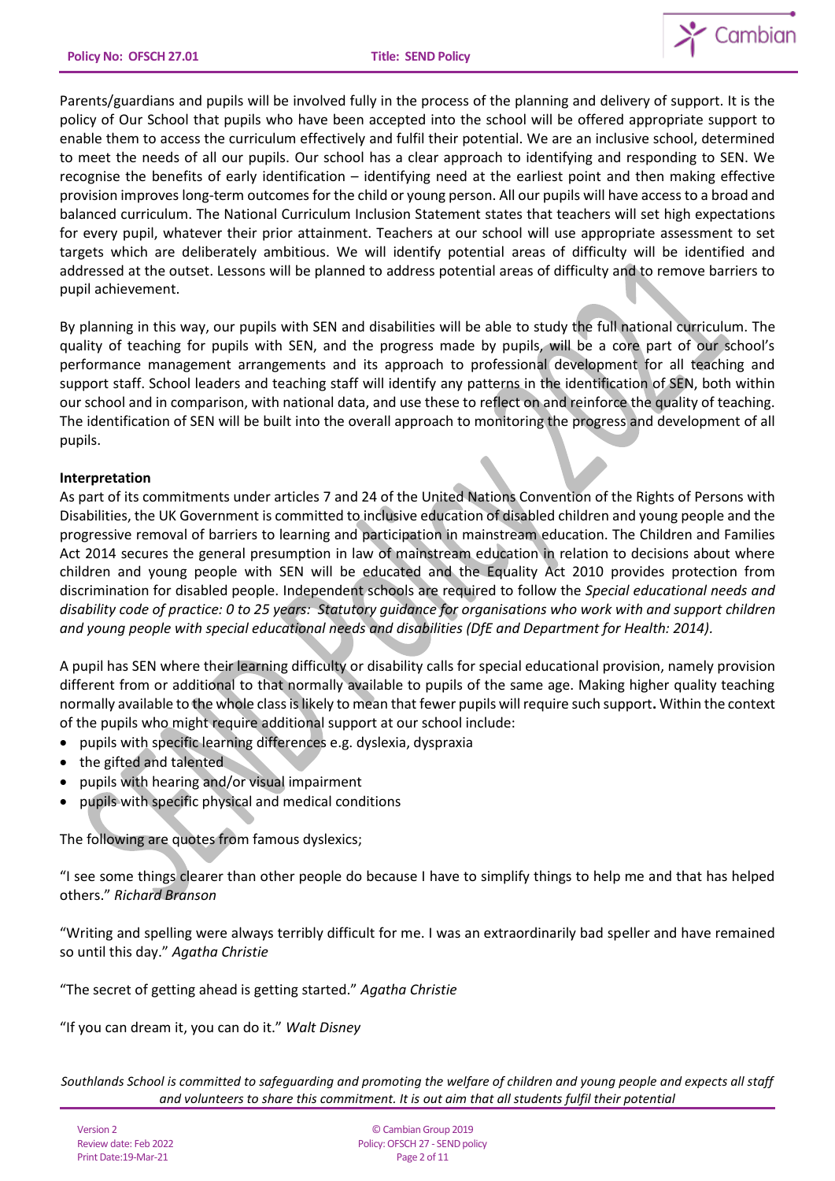Parents/guardians and pupils will be involved fully in the process of the planning and delivery of support. It is the policy of Our School that pupils who have been accepted into the school will be offered appropriate support to enable them to access the curriculum effectively and fulfil their potential. We are an inclusive school, determined to meet the needs of all our pupils. Our school has a clear approach to identifying and responding to SEN. We recognise the benefits of early identification – identifying need at the earliest point and then making effective provision improves long-term outcomes for the child or young person. All our pupils will have access to a broad and balanced curriculum. The National Curriculum Inclusion Statement states that teachers will set high expectations for every pupil, whatever their prior attainment. Teachers at our school will use appropriate assessment to set targets which are deliberately ambitious. We will identify potential areas of difficulty will be identified and addressed at the outset. Lessons will be planned to address potential areas of difficulty and to remove barriers to pupil achievement.

By planning in this way, our pupils with SEN and disabilities will be able to study the full national curriculum. The quality of teaching for pupils with SEN, and the progress made by pupils, will be a core part of our school's performance management arrangements and its approach to professional development for all teaching and support staff. School leaders and teaching staff will identify any patterns in the identification of SEN, both within our school and in comparison, with national data, and use these to reflect on and reinforce the quality of teaching. The identification of SEN will be built into the overall approach to monitoring the progress and development of all pupils.

**Interpretation**

As part of its commitments under articles 7 and 24 of the United Nations Convention of the Rights of Persons with Disabilities, the UK Government is committed to inclusive education of disabled children and young people and the progressive removal of barriers to learning and participation in mainstream education. The Children and Families Act 2014 secures the general presumption in law of mainstream education in relation to decisions about where children and young people with SEN will be educated and the Equality Act 2010 provides protection from discrimination for disabled people. Independent schools are required to follow the *Special educational needs and disability code of practice: 0 to 25 years: Statutory guidance for organisations who work with and support children and young people with special educational needs and disabilities (DfE and Department for Health: 2014).*

A pupil has SEN where their learning difficulty or disability calls for special educational provision, namely provision different from or additional to that normally available to pupils of the same age. Making higher quality teaching normally available to the whole class is likely to mean that fewer pupils will require such support**.** Within the context of the pupils who might require additional support at our school include:

- pupils with specific learning differences e.g. dyslexia, dyspraxia
- the gifted and talented
- pupils with hearing and/or visual impairment
- pupils with specific physical and medical conditions

The following are quotes from famous dyslexics;

"I see some things clearer than other people do because I have to simplify things to help me and that has helped others." *Richard Branson*

"Writing and spelling were always terribly difficult for me. I was an extraordinarily bad speller and have remained so until this day." *Agatha Christie*

"The secret of getting ahead is getting started." *Agatha Christie*

"If you can dream it, you can do it." *Walt Disney*

*Southlands School is committed to safeguarding and promoting the welfare of children and young people and expects all staff and volunteers to share this commitment. It is out aim that all students fulfil their potential*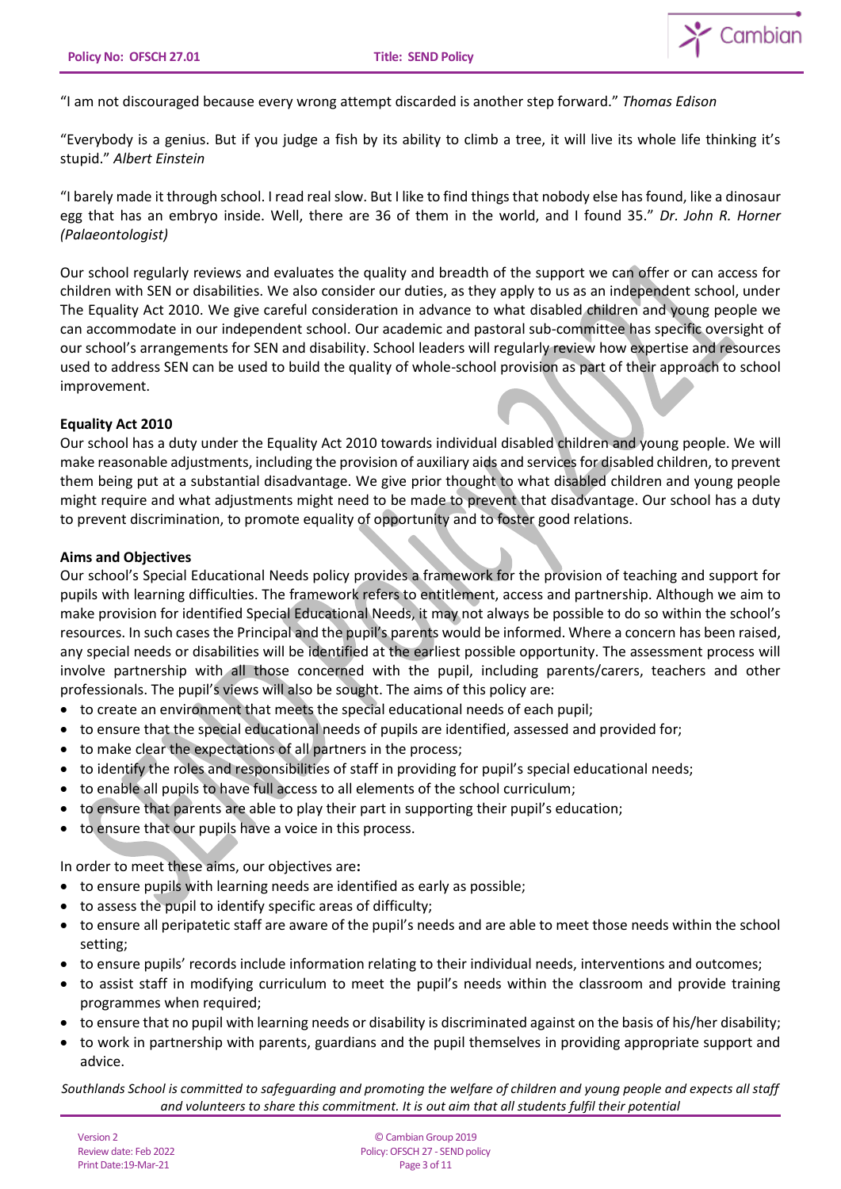"I am not discouraged because every wrong attempt discarded is another step forward." *Thomas Edison*

"Everybody is a genius. But if you judge a fish by its ability to climb a tree, it will live its whole life thinking it's stupid." *Albert Einstein*

"I barely made it through school. I read real slow. But I like to find things that nobody else has found, like a dinosaur egg that has an embryo inside. Well, there are 36 of them in the world, and I found 35." *Dr. John R. Horner (Palaeontologist)*

Our school regularly reviews and evaluates the quality and breadth of the support we can offer or can access for children with SEN or disabilities. We also consider our duties, as they apply to us as an independent school, under The Equality Act 2010. We give careful consideration in advance to what disabled children and young people we can accommodate in our independent school. Our academic and pastoral sub-committee has specific oversight of our school's arrangements for SEN and disability. School leaders will regularly review how expertise and resources used to address SEN can be used to build the quality of whole-school provision as part of their approach to school improvement.

**Equality Act 2010**

Our school has a duty under the Equality Act 2010 towards individual disabled children and young people. We will make reasonable adjustments, including the provision of auxiliary aids and services for disabled children, to prevent them being put at a substantial disadvantage. We give prior thought to what disabled children and young people might require and what adjustments might need to be made to prevent that disadvantage. Our school has a duty to prevent discrimination, to promote equality of opportunity and to foster good relations.

**Aims and Objectives**

Our school's Special Educational Needs policy provides a framework for the provision of teaching and support for pupils with learning difficulties. The framework refers to entitlement, access and partnership. Although we aim to make provision for identified Special Educational Needs, it may not always be possible to do so within the school's resources. In such cases the Principal and the pupil's parents would be informed. Where a concern has been raised, any special needs or disabilities will be identified at the earliest possible opportunity. The assessment process will involve partnership with all those concerned with the pupil, including parents/carers, teachers and other professionals. The pupil's views will also be sought. The aims of this policy are:

- to create an environment that meets the special educational needs of each pupil;
- to ensure that the special educational needs of pupils are identified, assessed and provided for;
- to make clear the expectations of all partners in the process;
- to identify the roles and responsibilities of staff in providing for pupil's special educational needs;
- to enable all pupils to have full access to all elements of the school curriculum;
- to ensure that parents are able to play their part in supporting their pupil's education;
- to ensure that our pupils have a voice in this process.

In order to meet these aims, our objectives are**:**

- to ensure pupils with learning needs are identified as early as possible;
- to assess the pupil to identify specific areas of difficulty;
- to ensure all peripatetic staff are aware of the pupil's needs and are able to meet those needs within the school setting;
- to ensure pupils' records include information relating to their individual needs, interventions and outcomes;
- to assist staff in modifying curriculum to meet the pupil's needs within the classroom and provide training programmes when required;
- to ensure that no pupil with learning needs or disability is discriminated against on the basis of his/her disability;
- to work in partnership with parents, guardians and the pupil themselves in providing appropriate support and advice.

*Southlands School is committed to safeguarding and promoting the welfare of children and young people and expects all staff and volunteers to share this commitment. It is out aim that all students fulfil their potential*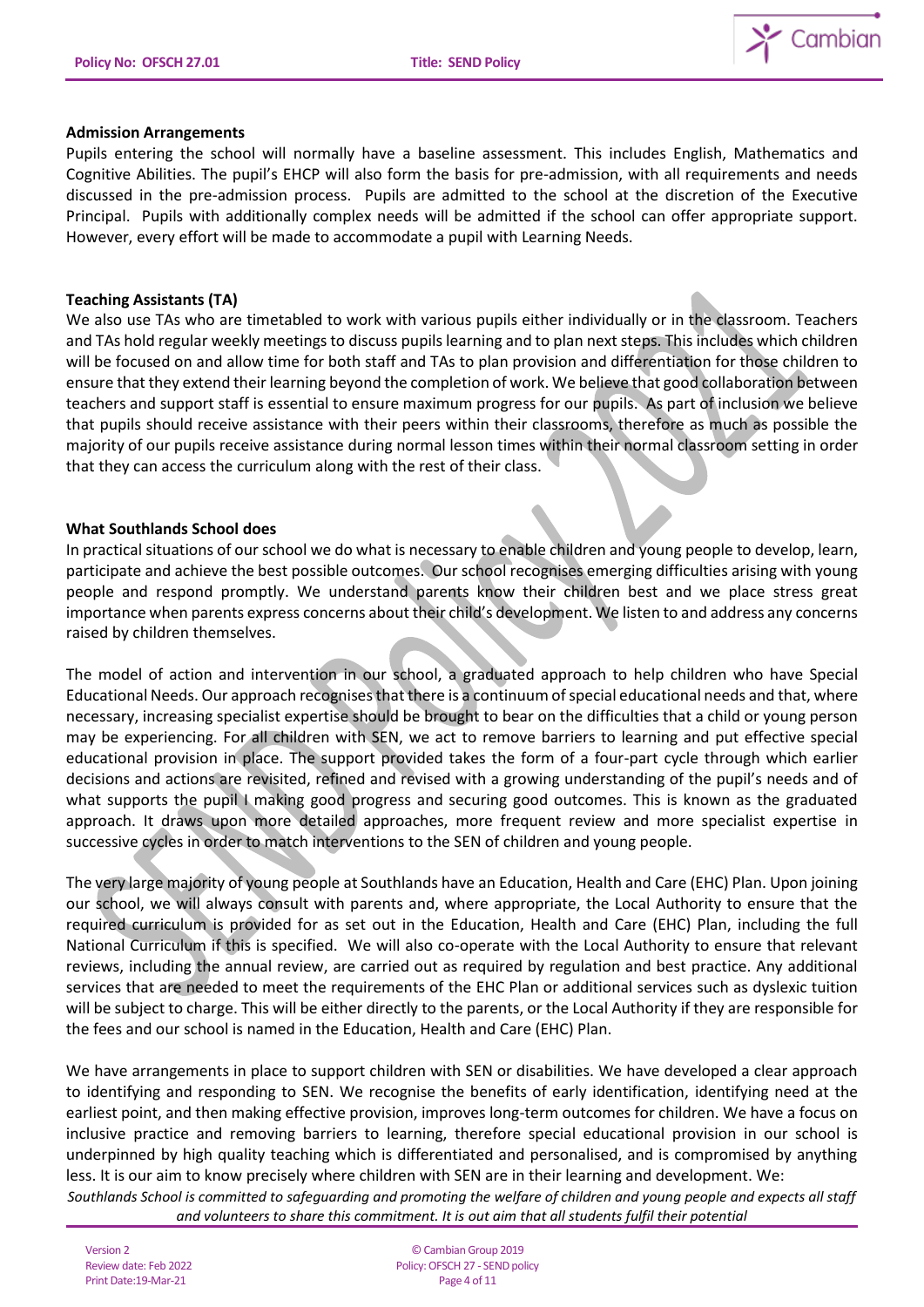**Admission Arrangements**

Pupils entering the school will normally have a baseline assessment. This includes English, Mathematics and Cognitive Abilities. The pupil's EHCP will also form the basis for pre-admission, with all requirements and needs discussed in the pre-admission process. Pupils are admitted to the school at the discretion of the Executive Principal. Pupils with additionally complex needs will be admitted if the school can offer appropriate support. However, every effort will be made to accommodate a pupil with Learning Needs.

**Teaching Assistants (TA)**

We also use TAs who are timetabled to work with various pupils either individually or in the classroom. Teachers and TAs hold regular weekly meetings to discuss pupils learning and to plan next steps. This includes which children will be focused on and allow time for both staff and TAs to plan provision and differentiation for those children to ensure that they extend their learning beyond the completion of work. We believe that good collaboration between teachers and support staff is essential to ensure maximum progress for our pupils. As part of inclusion we believe that pupils should receive assistance with their peers within their classrooms, therefore as much as possible the majority of our pupils receive assistance during normal lesson times within their normal classroom setting in order that they can access the curriculum along with the rest of their class.

**What Southlands School does**

In practical situations of our school we do what is necessary to enable children and young people to develop, learn, participate and achieve the best possible outcomes. Our school recognises emerging difficulties arising with young people and respond promptly. We understand parents know their children best and we place stress great importance when parents express concerns about their child's development. We listen to and address any concerns raised by children themselves.

The model of action and intervention in our school, a graduated approach to help children who have Special Educational Needs. Our approach recognises that there is a continuum of special educational needs and that, where necessary, increasing specialist expertise should be brought to bear on the difficulties that a child or young person may be experiencing. For all children with SEN, we act to remove barriers to learning and put effective special educational provision in place. The support provided takes the form of a four-part cycle through which earlier decisions and actions are revisited, refined and revised with a growing understanding of the pupil's needs and of what supports the pupil I making good progress and securing good outcomes. This is known as the graduated approach. It draws upon more detailed approaches, more frequent review and more specialist expertise in successive cycles in order to match interventions to the SEN of children and young people.

The very large majority of young people at Southlands have an Education, Health and Care (EHC) Plan. Upon joining our school, we will always consult with parents and, where appropriate, the Local Authority to ensure that the required curriculum is provided for as set out in the Education, Health and Care (EHC) Plan, including the full National Curriculum if this is specified. We will also co-operate with the Local Authority to ensure that relevant reviews, including the annual review, are carried out as required by regulation and best practice. Any additional services that are needed to meet the requirements of the EHC Plan or additional services such as dyslexic tuition will be subject to charge. This will be either directly to the parents, or the Local Authority if they are responsible for the fees and our school is named in the Education, Health and Care (EHC) Plan.

We have arrangements in place to support children with SEN or disabilities. We have developed a clear approach to identifying and responding to SEN. We recognise the benefits of early identification, identifying need at the earliest point, and then making effective provision, improves long-term outcomes for children. We have a focus on inclusive practice and removing barriers to learning, therefore special educational provision in our school is underpinned by high quality teaching which is differentiated and personalised, and is compromised by anything less. It is our aim to know precisely where children with SEN are in their learning and development. We:

*Southlands School is committed to safeguarding and promoting the welfare of children and young people and expects all staff and volunteers to share this commitment. It is out aim that all students fulfil their potential*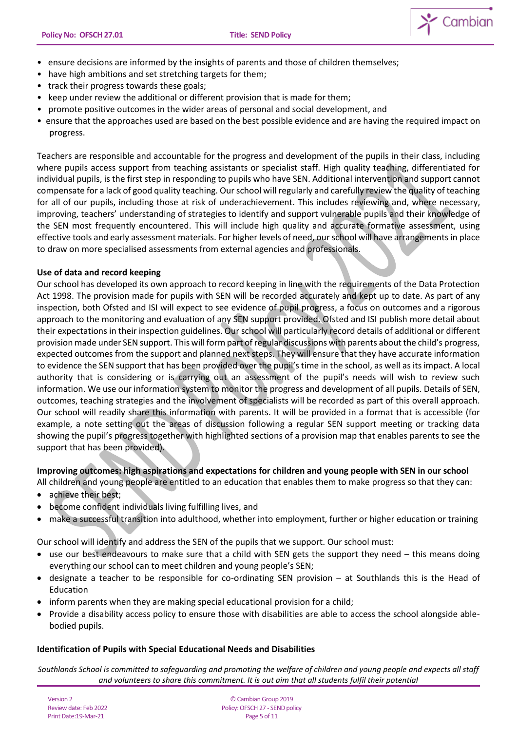- ensure decisions are informed by the insights of parents and those of children themselves;
- have high ambitions and set stretching targets for them;
- track their progress towards these goals;
- keep under review the additional or different provision that is made for them;
- promote positive outcomes in the wider areas of personal and social development, and
- ensure that the approaches used are based on the best possible evidence and are having the required impact on progress.

Teachers are responsible and accountable for the progress and development of the pupils in their class, including where pupils access support from teaching assistants or specialist staff. High quality teaching, differentiated for individual pupils, is the first step in responding to pupils who have SEN. Additional intervention and support cannot compensate for a lack of good quality teaching. Our school will regularly and carefully review the quality of teaching for all of our pupils, including those at risk of underachievement. This includes reviewing and, where necessary, improving, teachers' understanding of strategies to identify and support vulnerable pupils and their knowledge of the SEN most frequently encountered. This will include high quality and accurate formative assessment, using effective tools and early assessment materials. For higher levels of need, our school will have arrangements in place to draw on more specialised assessments from external agencies and professionals.

**Use of data and record keeping**

Our school has developed its own approach to record keeping in line with the requirements of the Data Protection Act 1998. The provision made for pupils with SEN will be recorded accurately and kept up to date. As part of any inspection, both Ofsted and ISI will expect to see evidence of pupil progress, a focus on outcomes and a rigorous approach to the monitoring and evaluation of any SEN support provided. Ofsted and ISI publish more detail about their expectations in their inspection guidelines. Our school will particularly record details of additional or different provision made under SEN support. This will form part of regular discussions with parents about the child's progress, expected outcomes from the support and planned next steps. They will ensure that they have accurate information to evidence the SEN support that has been provided over the pupil's time in the school, as well as its impact. A local authority that is considering or is carrying out an assessment of the pupil's needs will wish to review such information. We use our information system to monitor the progress and development of all pupils. Details of SEN, outcomes, teaching strategies and the involvement of specialists will be recorded as part of this overall approach. Our school will readily share this information with parents. It will be provided in a format that is accessible (for example, a note setting out the areas of discussion following a regular SEN support meeting or tracking data showing the pupil's progress together with highlighted sections of a provision map that enables parents to see the support that has been provided).

**Improving outcomes: high aspirations and expectations for children and young people with SEN in our school**

All children and young people are entitled to an education that enables them to make progress so that they can:

- achieve their best;
- become confident individuals living fulfilling lives, and
- make a successful transition into adulthood, whether into employment, further or higher education or training

Our school will identify and address the SEN of the pupils that we support. Our school must:

- use our best endeavours to make sure that a child with SEN gets the support they need – this means doing everything our school can to meet children and young people's SEN;
- designate a teacher to be responsible for co-ordinating SEN provision – at Southlands this is the Head of Education
- inform parents when they are making special educational provision for a child;
- Provide a disability access policy to ensure those with disabilities are able to access the school alongside able-bodied pupils.

**Identification of Pupils with Special Educational Needs and Disabilities**

*Southlands School is committed to safeguarding and promoting the welfare of children and young people and expects all staff and volunteers to share this commitment. It is out aim that all students fulfil their potential*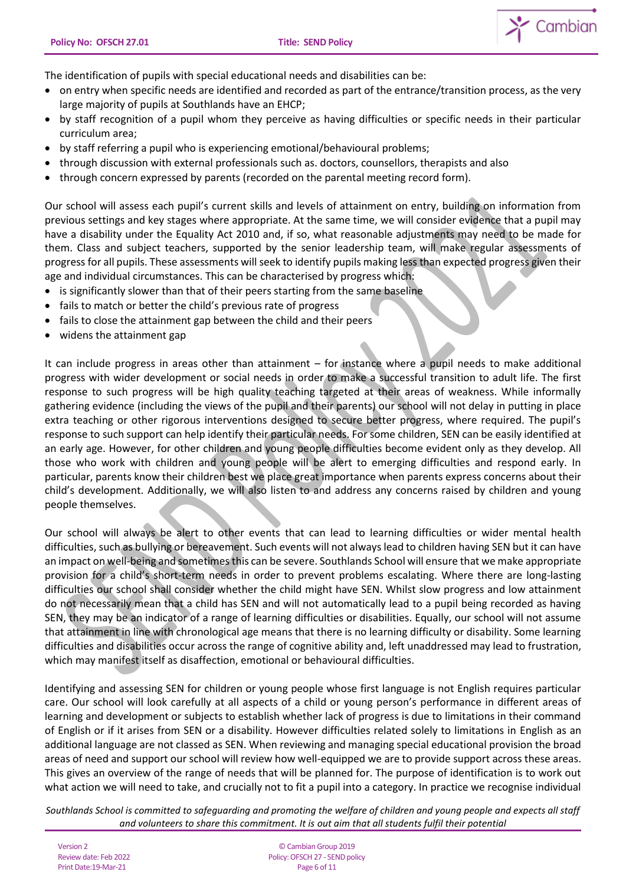The identification of pupils with special educational needs and disabilities can be:

- on entry when specific needs are identified and recorded as part of the entrance/transition process, as the very large majority of pupils at Southlands have an EHCP;
- by staff recognition of a pupil whom they perceive as having difficulties or specific needs in their particular curriculum area;
- by staff referring a pupil who is experiencing emotional/behavioural problems;
- through discussion with external professionals such as. doctors, counsellors, therapists and also
- through concern expressed by parents (recorded on the parental meeting record form).

Our school will assess each pupil's current skills and levels of attainment on entry, building on information from previous settings and key stages where appropriate. At the same time, we will consider evidence that a pupil may have a disability under the Equality Act 2010 and, if so, what reasonable adjustments may need to be made for them. Class and subject teachers, supported by the senior leadership team, will make regular assessments of progress for all pupils. These assessments will seek to identify pupils making less than expected progress given their age and individual circumstances. This can be characterised by progress which:

- is significantly slower than that of their peers starting from the same baseline
- fails to match or better the child's previous rate of progress
- fails to close the attainment gap between the child and their peers
- widens the attainment gap

It can include progress in areas other than attainment – for instance where a pupil needs to make additional progress with wider development or social needs in order to make a successful transition to adult life. The first response to such progress will be high quality teaching targeted at their areas of weakness. While informally gathering evidence (including the views of the pupil and their parents) our school will not delay in putting in place extra teaching or other rigorous interventions designed to secure better progress, where required. The pupil's response to such support can help identify their particular needs. For some children, SEN can be easily identified at an early age. However, for other children and young people difficulties become evident only as they develop. All those who work with children and young people will be alert to emerging difficulties and respond early. In particular, parents know their children best we place great importance when parents express concerns about their child's development. Additionally, we will also listen to and address any concerns raised by children and young people themselves.

Our school will always be alert to other events that can lead to learning difficulties or wider mental health difficulties, such as bullying or bereavement. Such events will not always lead to children having SEN but it can have an impact on well-being and sometimes this can be severe. Southlands School will ensure that we make appropriate provision for a child's short-term needs in order to prevent problems escalating. Where there are long-lasting difficulties our school shall consider whether the child might have SEN. Whilst slow progress and low attainment do not necessarily mean that a child has SEN and will not automatically lead to a pupil being recorded as having SEN, they may be an indicator of a range of learning difficulties or disabilities. Equally, our school will not assume that attainment in line with chronological age means that there is no learning difficulty or disability. Some learning difficulties and disabilities occur across the range of cognitive ability and, left unaddressed may lead to frustration, which may manifest itself as disaffection, emotional or behavioural difficulties.

Identifying and assessing SEN for children or young people whose first language is not English requires particular care. Our school will look carefully at all aspects of a child or young person's performance in different areas of learning and development or subjects to establish whether lack of progress is due to limitations in their command of English or if it arises from SEN or a disability. However difficulties related solely to limitations in English as an additional language are not classed as SEN. When reviewing and managing special educational provision the broad areas of need and support our school will review how well-equipped we are to provide support across these areas. This gives an overview of the range of needs that will be planned for. The purpose of identification is to work out what action we will need to take, and crucially not to fit a pupil into a category. In practice we recognise individual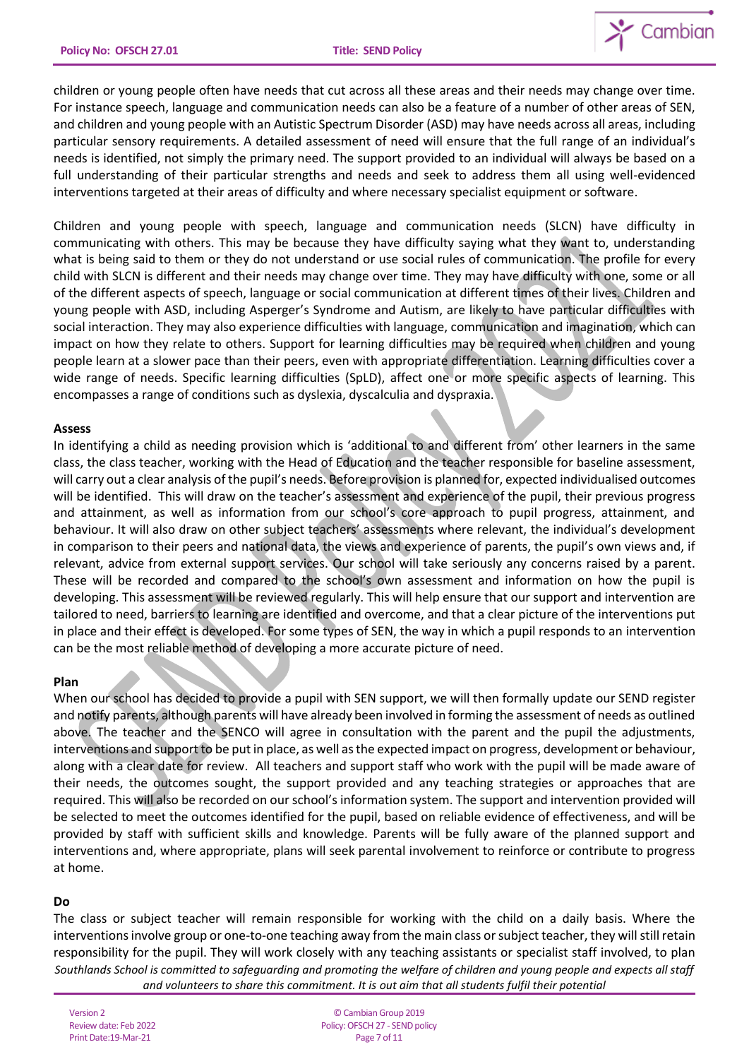children or young people often have needs that cut across all these areas and their needs may change over time. For instance speech, language and communication needs can also be a feature of a number of other areas of SEN, and children and young people with an Autistic Spectrum Disorder (ASD) may have needs across all areas, including particular sensory requirements. A detailed assessment of need will ensure that the full range of an individual's needs is identified, not simply the primary need. The support provided to an individual will always be based on a full understanding of their particular strengths and needs and seek to address them all using well-evidenced interventions targeted at their areas of difficulty and where necessary specialist equipment or software.

Children and young people with speech, language and communication needs (SLCN) have difficulty in communicating with others. This may be because they have difficulty saying what they want to, understanding what is being said to them or they do not understand or use social rules of communication. The profile for every child with SLCN is different and their needs may change over time. They may have difficulty with one, some or all of the different aspects of speech, language or social communication at different times of their lives. Children and young people with ASD, including Asperger's Syndrome and Autism, are likely to have particular difficulties with social interaction. They may also experience difficulties with language, communication and imagination, which can impact on how they relate to others. Support for learning difficulties may be required when children and young people learn at a slower pace than their peers, even with appropriate differentiation. Learning difficulties cover a wide range of needs. Specific learning difficulties (SpLD), affect one or more specific aspects of learning. This encompasses a range of conditions such as dyslexia, dyscalculia and dyspraxia.

**Assess**

In identifying a child as needing provision which is 'additional to and different from' other learners in the same class, the class teacher, working with the Head of Education and the teacher responsible for baseline assessment, will carry out a clear analysis of the pupil's needs. Before provision is planned for, expected individualised outcomes will be identified. This will draw on the teacher's assessment and experience of the pupil, their previous progress and attainment, as well as information from our school's core approach to pupil progress, attainment, and behaviour. It will also draw on other subject teachers' assessments where relevant, the individual's development in comparison to their peers and national data, the views and experience of parents, the pupil's own views and, if relevant, advice from external support services. Our school will take seriously any concerns raised by a parent. These will be recorded and compared to the school's own assessment and information on how the pupil is developing. This assessment will be reviewed regularly. This will help ensure that our support and intervention are tailored to need, barriers to learning are identified and overcome, and that a clear picture of the interventions put in place and their effect is developed. For some types of SEN, the way in which a pupil responds to an intervention can be the most reliable method of developing a more accurate picture of need.

**Plan**

When our school has decided to provide a pupil with SEN support, we will then formally update our SEND register and notify parents, although parents will have already been involved in forming the assessment of needs as outlined above. The teacher and the SENCO will agree in consultation with the parent and the pupil the adjustments, interventions and support to be put in place, as well as the expected impact on progress, development or behaviour, along with a clear date for review. All teachers and support staff who work with the pupil will be made aware of their needs, the outcomes sought, the support provided and any teaching strategies or approaches that are required. This will also be recorded on our school's information system. The support and intervention provided will be selected to meet the outcomes identified for the pupil, based on reliable evidence of effectiveness, and will be provided by staff with sufficient skills and knowledge. Parents will be fully aware of the planned support and interventions and, where appropriate, plans will seek parental involvement to reinforce or contribute to progress at home.

**Do**

The class or subject teacher will remain responsible for working with the child on a daily basis. Where the interventions involve group or one-to-one teaching away from the main class or subject teacher, they will still retain responsibility for the pupil. They will work closely with any teaching assistants or specialist staff involved, to plan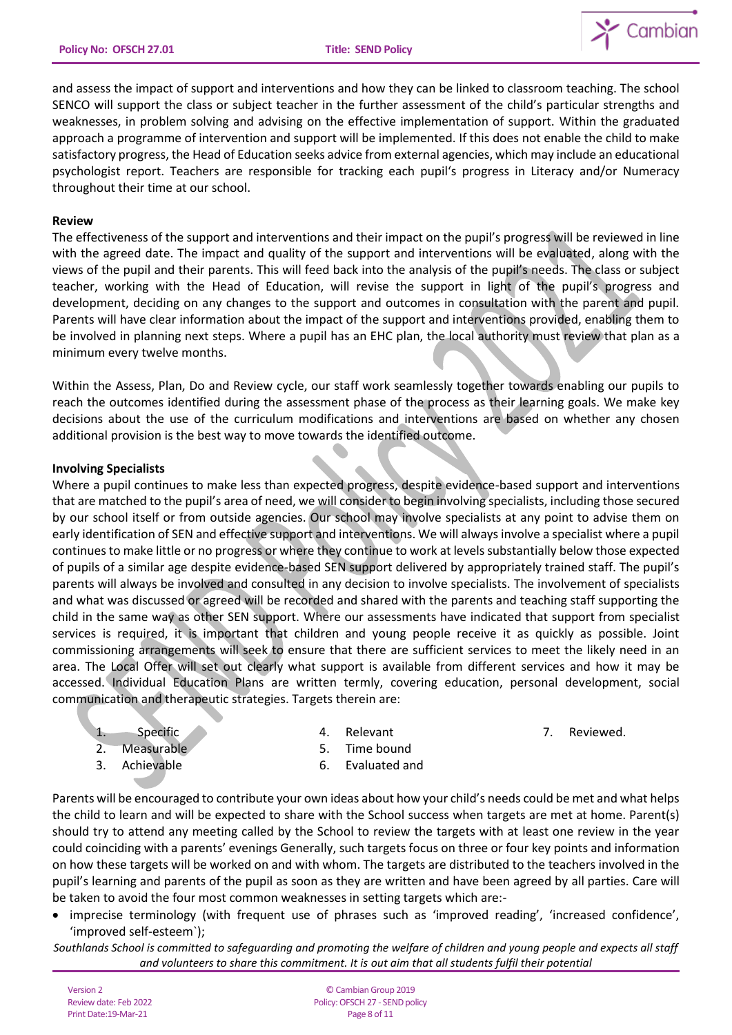and assess the impact of support and interventions and how they can be linked to classroom teaching. The school SENCO will support the class or subject teacher in the further assessment of the child's particular strengths and weaknesses, in problem solving and advising on the effective implementation of support. Within the graduated approach a programme of intervention and support will be implemented. If this does not enable the child to make satisfactory progress, the Head of Education seeks advice from external agencies, which may include an educational psychologist report. Teachers are responsible for tracking each pupil's progress in Literacy and/or Numeracy throughout their time at our school.

**Review**

The effectiveness of the support and interventions and their impact on the pupil's progress will be reviewed in line with the agreed date. The impact and quality of the support and interventions will be evaluated, along with the views of the pupil and their parents. This will feed back into the analysis of the pupil's needs. The class or subject teacher, working with the Head of Education, will revise the support in light of the pupil's progress and development, deciding on any changes to the support and outcomes in consultation with the parent and pupil. Parents will have clear information about the impact of the support and interventions provided, enabling them to be involved in planning next steps. Where a pupil has an EHC plan, the local authority must review that plan as a minimum every twelve months.

Within the Assess, Plan, Do and Review cycle, our staff work seamlessly together towards enabling our pupils to reach the outcomes identified during the assessment phase of the process as their learning goals. We make key decisions about the use of the curriculum modifications and interventions are based on whether any chosen additional provision is the best way to move towards the identified outcome.

**Involving Specialists**

Where a pupil continues to make less than expected progress, despite evidence-based support and interventions that are matched to the pupil's area of need, we will consider to begin involving specialists, including those secured by our school itself or from outside agencies. Our school may involve specialists at any point to advise them on early identification of SEN and effective support and interventions. We will always involve a specialist where a pupil continues to make little or no progress or where they continue to work at levels substantially below those expected of pupils of a similar age despite evidence-based SEN support delivered by appropriately trained staff. The pupil's parents will always be involved and consulted in any decision to involve specialists. The involvement of specialists and what was discussed or agreed will be recorded and shared with the parents and teaching staff supporting the child in the same way as other SEN support. Where our assessments have indicated that support from specialist services is required, it is important that children and young people receive it as quickly as possible. Joint commissioning arrangements will seek to ensure that there are sufficient services to meet the likely need in an area. The Local Offer will set out clearly what support is available from different services and how it may be accessed. Individual Education Plans are written termly, covering education, personal development, social communication and therapeutic strategies. Targets therein are:

1. Specific
2. Measurable
3. Achievable
4. Relevant
5. Time bound
6. Evaluated and
7. Reviewed.

Parents will be encouraged to contribute your own ideas about how your child's needs could be met and what helps the child to learn and will be expected to share with the School success when targets are met at home. Parent(s) should try to attend any meeting called by the School to review the targets with at least one review in the year could coinciding with a parents' evenings Generally, such targets focus on three or four key points and information on how these targets will be worked on and with whom. The targets are distributed to the teachers involved in the pupil's learning and parents of the pupil as soon as they are written and have been agreed by all parties. Care will be taken to avoid the four most common weaknesses in setting targets which are:-

- imprecise terminology (with frequent use of phrases such as 'improved reading', 'increased confidence', 'improved self-esteem`);

*Southlands School is committed to safeguarding and promoting the welfare of children and young people and expects all staff and volunteers to share this commitment. It is out aim that all students fulfil their potential*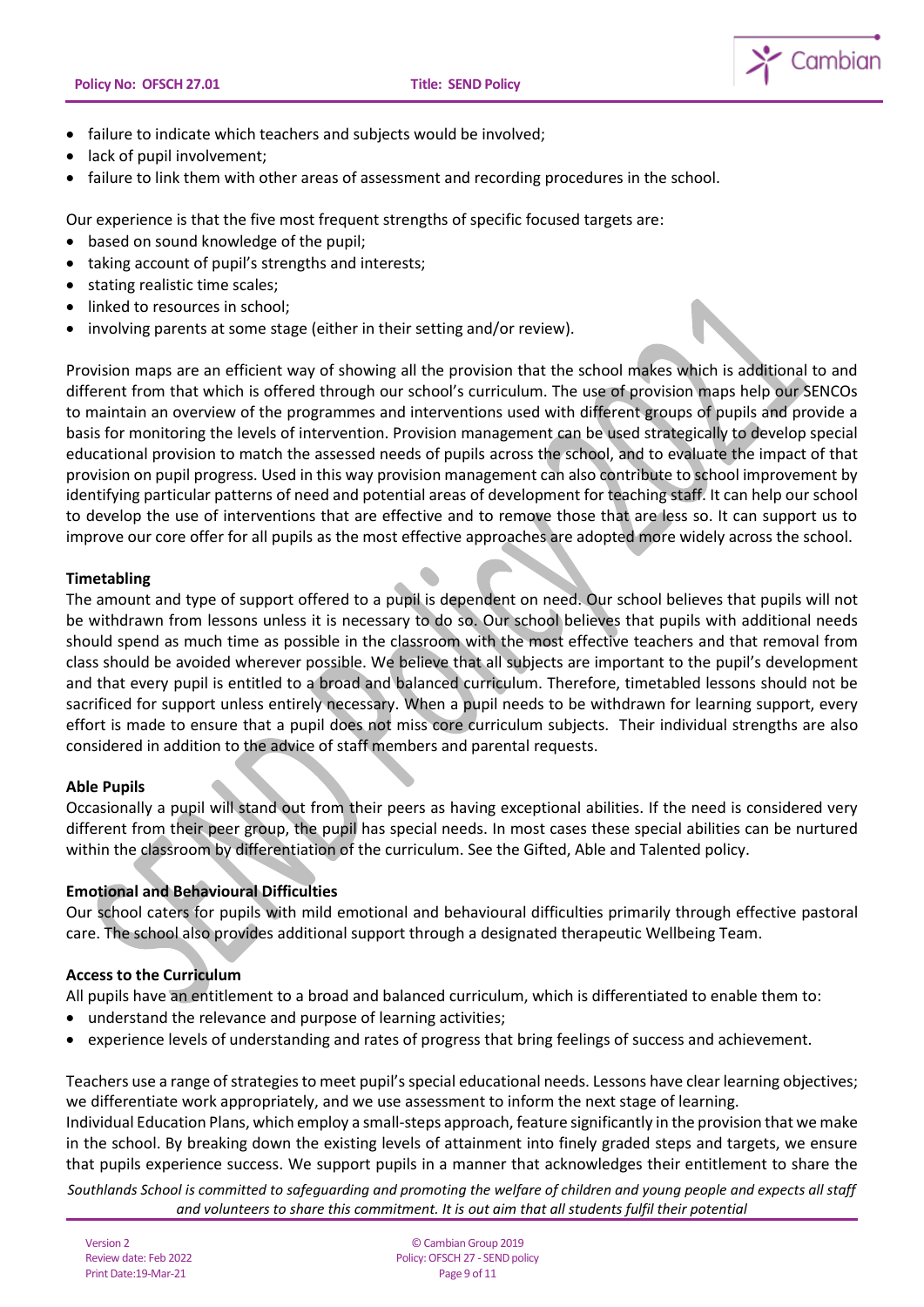- failure to indicate which teachers and subjects would be involved;
- lack of pupil involvement;
- failure to link them with other areas of assessment and recording procedures in the school.

Our experience is that the five most frequent strengths of specific focused targets are:

- based on sound knowledge of the pupil;
- taking account of pupil's strengths and interests;
- stating realistic time scales;
- linked to resources in school;
- involving parents at some stage (either in their setting and/or review).

Provision maps are an efficient way of showing all the provision that the school makes which is additional to and different from that which is offered through our school's curriculum. The use of provision maps help our SENCOs to maintain an overview of the programmes and interventions used with different groups of pupils and provide a basis for monitoring the levels of intervention. Provision management can be used strategically to develop special educational provision to match the assessed needs of pupils across the school, and to evaluate the impact of that provision on pupil progress. Used in this way provision management can also contribute to school improvement by identifying particular patterns of need and potential areas of development for teaching staff. It can help our school to develop the use of interventions that are effective and to remove those that are less so. It can support us to improve our core offer for all pupils as the most effective approaches are adopted more widely across the school.

**Timetabling**

The amount and type of support offered to a pupil is dependent on need. Our school believes that pupils will not be withdrawn from lessons unless it is necessary to do so. Our school believes that pupils with additional needs should spend as much time as possible in the classroom with the most effective teachers and that removal from class should be avoided wherever possible. We believe that all subjects are important to the pupil's development and that every pupil is entitled to a broad and balanced curriculum. Therefore, timetabled lessons should not be sacrificed for support unless entirely necessary. When a pupil needs to be withdrawn for learning support, every effort is made to ensure that a pupil does not miss core curriculum subjects. Their individual strengths are also considered in addition to the advice of staff members and parental requests.

**Able Pupils**

Occasionally a pupil will stand out from their peers as having exceptional abilities. If the need is considered very different from their peer group, the pupil has special needs. In most cases these special abilities can be nurtured within the classroom by differentiation of the curriculum. See the Gifted, Able and Talented policy.

**Emotional and Behavioural Difficulties**

Our school caters for pupils with mild emotional and behavioural difficulties primarily through effective pastoral care. The school also provides additional support through a designated therapeutic Wellbeing Team.

**Access to the Curriculum**

All pupils have an entitlement to a broad and balanced curriculum, which is differentiated to enable them to:

- understand the relevance and purpose of learning activities;
- experience levels of understanding and rates of progress that bring feelings of success and achievement.

Teachers use a range of strategies to meet pupil's special educational needs. Lessons have clear learning objectives; we differentiate work appropriately, and we use assessment to inform the next stage of learning.
Individual Education Plans, which employ a small-steps approach, feature significantly in the provision that we make in the school. By breaking down the existing levels of attainment into finely graded steps and targets, we ensure that pupils experience success. We support pupils in a manner that acknowledges their entitlement to share the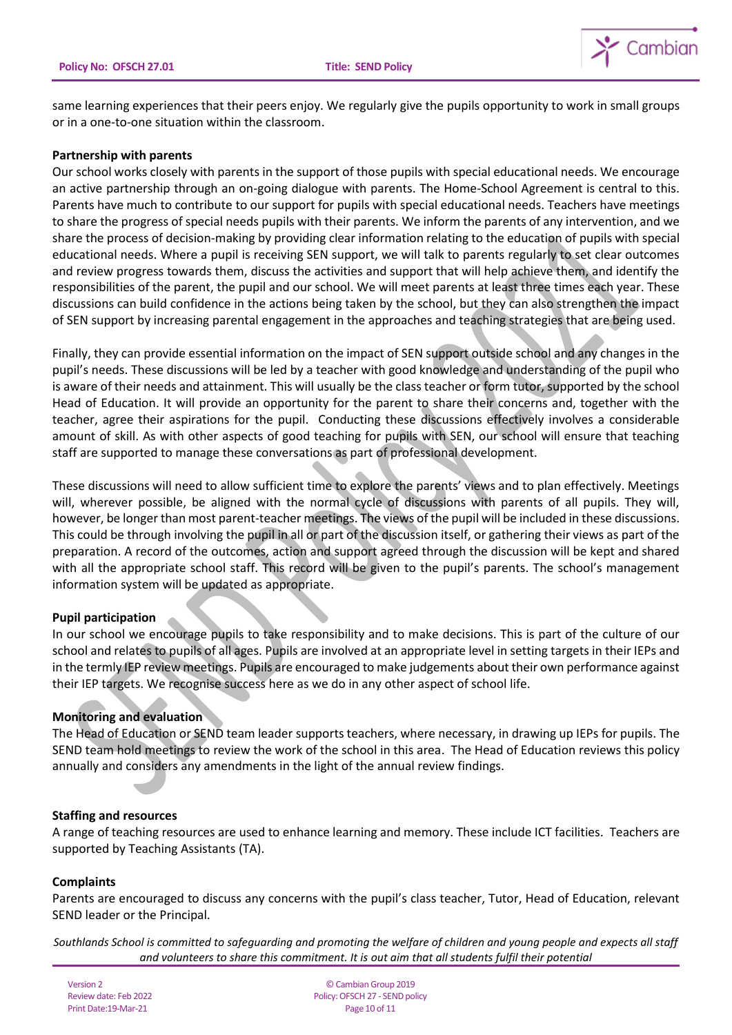same learning experiences that their peers enjoy. We regularly give the pupils opportunity to work in small groups or in a one-to-one situation within the classroom.

**Partnership with parents**

Our school works closely with parents in the support of those pupils with special educational needs. We encourage an active partnership through an on-going dialogue with parents. The Home-School Agreement is central to this. Parents have much to contribute to our support for pupils with special educational needs. Teachers have meetings to share the progress of special needs pupils with their parents. We inform the parents of any intervention, and we share the process of decision-making by providing clear information relating to the education of pupils with special educational needs. Where a pupil is receiving SEN support, we will talk to parents regularly to set clear outcomes and review progress towards them, discuss the activities and support that will help achieve them, and identify the responsibilities of the parent, the pupil and our school. We will meet parents at least three times each year. These discussions can build confidence in the actions being taken by the school, but they can also strengthen the impact of SEN support by increasing parental engagement in the approaches and teaching strategies that are being used.

Finally, they can provide essential information on the impact of SEN support outside school and any changes in the pupil's needs. These discussions will be led by a teacher with good knowledge and understanding of the pupil who is aware of their needs and attainment. This will usually be the class teacher or form tutor, supported by the school Head of Education. It will provide an opportunity for the parent to share their concerns and, together with the teacher, agree their aspirations for the pupil. Conducting these discussions effectively involves a considerable amount of skill. As with other aspects of good teaching for pupils with SEN, our school will ensure that teaching staff are supported to manage these conversations as part of professional development.

These discussions will need to allow sufficient time to explore the parents' views and to plan effectively. Meetings will, wherever possible, be aligned with the normal cycle of discussions with parents of all pupils. They will, however, be longer than most parent-teacher meetings. The views of the pupil will be included in these discussions. This could be through involving the pupil in all or part of the discussion itself, or gathering their views as part of the preparation. A record of the outcomes, action and support agreed through the discussion will be kept and shared with all the appropriate school staff. This record will be given to the pupil's parents. The school's management information system will be updated as appropriate.

**Pupil participation**

In our school we encourage pupils to take responsibility and to make decisions. This is part of the culture of our school and relates to pupils of all ages. Pupils are involved at an appropriate level in setting targets in their IEPs and in the termly IEP review meetings. Pupils are encouraged to make judgements about their own performance against their IEP targets. We recognise success here as we do in any other aspect of school life.

**Monitoring and evaluation**

The Head of Education or SEND team leader supports teachers, where necessary, in drawing up IEPs for pupils. The SEND team hold meetings to review the work of the school in this area. The Head of Education reviews this policy annually and considers any amendments in the light of the annual review findings.

**Staffing and resources**

A range of teaching resources are used to enhance learning and memory. These include ICT facilities. Teachers are supported by Teaching Assistants (TA).

**Complaints**

Parents are encouraged to discuss any concerns with the pupil's class teacher, Tutor, Head of Education, relevant SEND leader or the Principal.

*Southlands School is committed to safeguarding and promoting the welfare of children and young people and expects all staff and volunteers to share this commitment. It is out aim that all students fulfil their potential*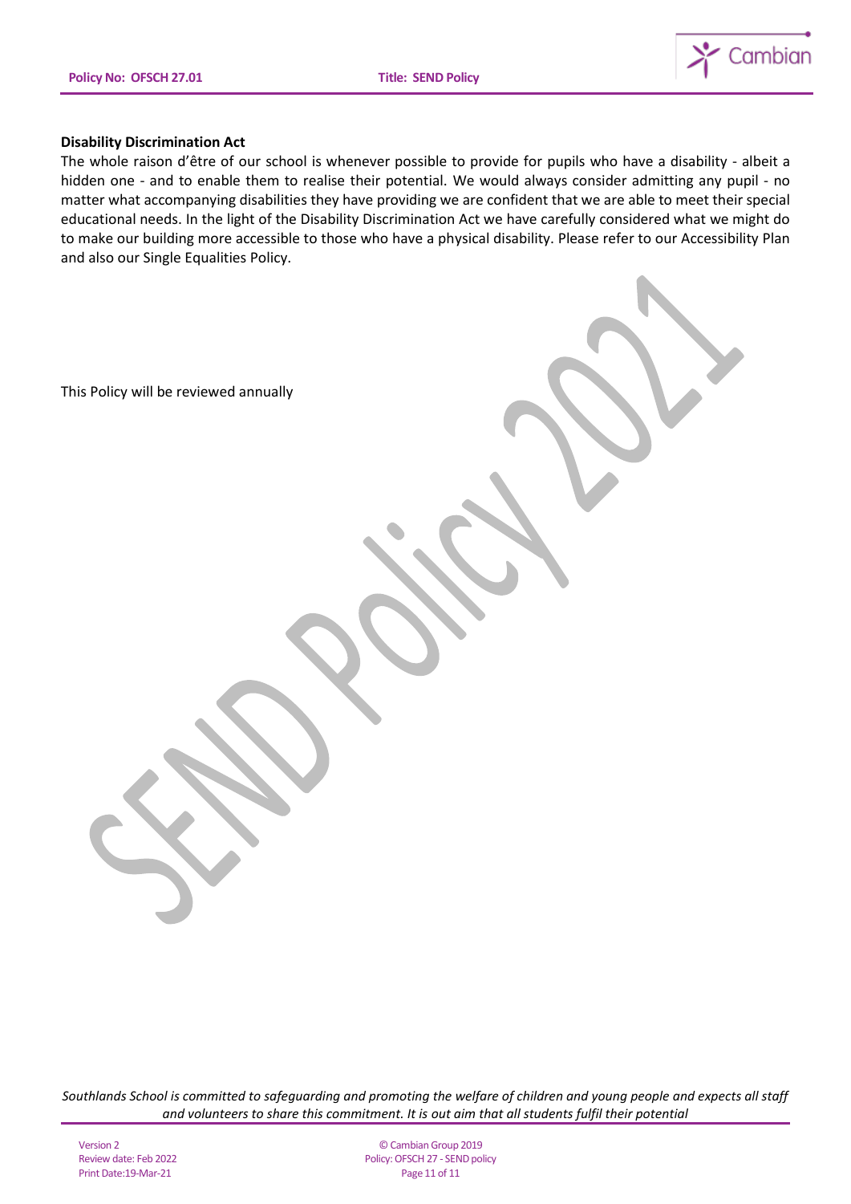**Disability Discrimination Act**

The whole raison d'être of our school is whenever possible to provide for pupils who have a disability - albeit a hidden one - and to enable them to realise their potential. We would always consider admitting any pupil - no matter what accompanying disabilities they have providing we are confident that we are able to meet their special educational needs. In the light of the Disability Discrimination Act we have carefully considered what we might do to make our building more accessible to those who have a physical disability. Please refer to our Accessibility Plan and also our Single Equalities Policy.

This Policy will be reviewed annually